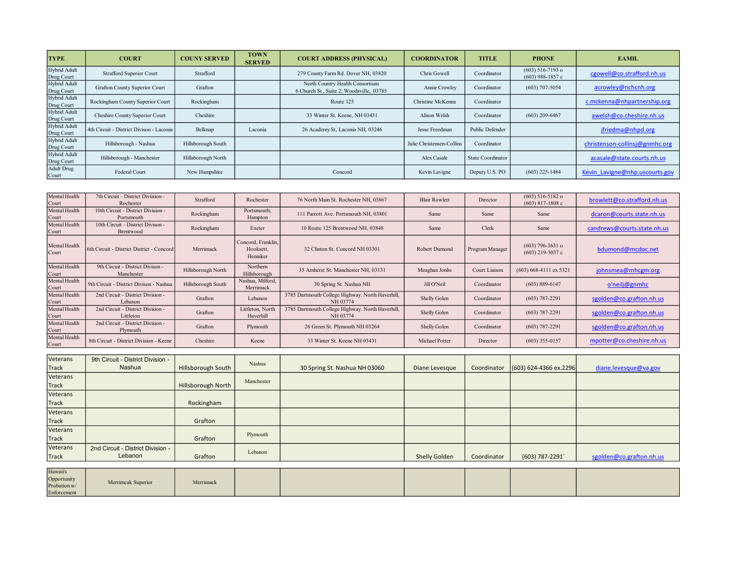| TYPE | COURT | COUNY SERVED | TOWN SERVED | COURT ADDRESS (PHYSICAL) | COORDINATOR | TITLE | PHONE | EAMIL |
|---|---|---|---|---|---|---|---|---|
| Hybrid Adult Drug Court | Strafford Superior Court | Strafford | | 279 County Farm Rd. Dover NH, 03820 | Chris Gowell | Coordinator | (603) 516-7193 o (603) 988-1857 c | cgowell@co.strafford.nh.us |
| Hybrid Adult Drug Court | Grafton County Superior Court | Grafton | | North Country Health Consortium 6 Church St , Suite 2; Woodsville, 03785 | Annie Crowley | Coordinator | (603) 707-5054 | acrowley@nchcnh.org |
| Hybrid Adult Drug Court | Rockingham County Superior Court | Rockingham | | Route 125 | Christine McKenna | Coordinator | | c.mckenna@nhpartnership.org |
| Hybrid Adult Drug Court | Cheshire County Superior Court | Cheshire | | 33 Winter St. Keene, NH 03431 | Alison Welsh | Coordinator | (603) 209-6467 | awelsh@co.cheshire.nh.us |
| Hybrid Adult Drug Court | 4th Circuit - District Divison - Laconia | Belknap | Laconia | 26 Academy St, Laconia NH, 03246 | Jesse Freedman | Public Defender | | jfriedma@nhpd.org |
| Hybrid Adult Drug Court | Hillsborough - Nashua | Hillsborough South | | | Julie Christensen-Collins | Coordinator | | christenson-collinsj@gnmhc.org |
| Hybrid Adult Drug Court | Hillsborough - Manchester | Hillsborough North | | | Alex Casale | State Coordinator | | acasale@state.courts.nh.us |
| Adult Drug Court | Federal Court | New Hampshire | | Concord | Kevin Lavigne | Deputy U.S. PO | (603) 225-1484 | Kevin_Lavigne@nhp.uscourts.gov |

| TYPE | COURT | COUNY SERVED | TOWN SERVED | COURT ADDRESS (PHYSICAL) | COORDINATOR | TITLE | PHONE | EAMIL |
|---|---|---|---|---|---|---|---|---|
| Mental Health Court | 7th Circuit - District Diviision - Rochester | Strafford | Rochester | 76 North Main St. Rochester NH, 03867 | Blair Rowlett | Director | (603) 516-5182 o (603) 817-1808 c | browlett@co.strafford.nh.us |
| Mental Health Court | 10th Circuit - District Division - Portsmouth | Rockingham | Portsmouth; Hampton | 111 Parrott Ave. Portsmouth NH, 03801 | Same | Same | Same | dcaron@courts.state.nh.us |
| Mental Health Court | 10th Circuit - District Divison - Brentwood | Rockingham | Exeter | 10 Route 125 Brentwood NH, 03848 | Same | Clerk | Same | candrews@courts.state.nh.us |
| Mental Health Court | 6th Circuit - District District - Concord | Merrimack | Concord, Franklin, Hooksett, Henniker | 32 Clinton St. Concord NH 03301 | Robert Dumond | Program Manager | (603) 796-3631 o (603) 219-3037 c | bdumond@mcdoc.net |
| Mental Health Court | 9th Circuit - District Divison - Manchester | Hillsborough North | Northern Hillsborough | 35 Amherst St. Manchester NH, 03131 | Meaghan Jonhs | Court Liaison | (603) 668-4111 ex 5321 | johnsmea@mhcgm.org |
| Mental Health Court | 9th Circuit - District Divison - Nashua | Hillsborough South | Nashua, Milford, Merrimack | 30 Spring St. Nashua NH | Jill O'Neil | Coordinator | (603) 889-6147 | o'neilj@gnmhc |
| Mental Health Court | 2nd Circuit - District Division - Lebanon | Grafton | Lebanon | 3785 Dartmouth College Highway. North Haverhill, NH 03774 | Shelly Golen | Coordinator | (603) 787-2291 | sgolden@co.grafton.nh.us |
| Mental Health Court | 2nd Circuit - District Division - Littleton | Grafton | Littleton, North Haverhill | 3785 Dartmouth College Highway. North Haverhill, NH 03774 | Shelly Golen | Coordinator | (603) 787-2291 | sgolden@co.grafton.nh.us |
| Mental Health Court | 2nd Circuit - District Division - Plymouth | Grafton | Plymouth | 26 Green St. Plymouth NH 03264 | Shelly Golen | Coordinator | (603) 787-2291 | sgolden@co.grafton.nh.us |
| Mental Health Court | 8th Circuit - District Division - Keene | Cheshire | Keene | 33 Winter St. Keene NH 03431 | Michael Potter | Director | (603) 355-0157 | mpotter@co.cheshire.nh.us |

| TYPE | COURT | COUNY SERVED | TOWN SERVED | COURT ADDRESS (PHYSICAL) | COORDINATOR | TITLE | PHONE | EAMIL |
|---|---|---|---|---|---|---|---|---|
| Veterans Track | 9th Circuit - District Division - Nashua | Hillsborough South | Nashua | 30 Spring St. Nashua NH 03060 | Diane Levesque | Coordinator | (603) 624-4366 ex.2296 | diane.levesque@va.gov |
| Veterans Track | | Hillsborough North | Manchester | | | | | |
| Veterans Track | | Rockingham | | | | | | |
| Veterans Track | | Grafton | | | | | | |
| Veterans Track | | Grafton | Plymouth | | | | | |
| Veterans Track | 2nd Circuit - District Division - Lebanon | Grafton | Lebanon | | Shelly Golden | Coordinator | (603) 787-2291` | sgolden@co.grafton.nh.us |

| TYPE | COURT | COUNY SERVED | TOWN SERVED | COURT ADDRESS (PHYSICAL) | COORDINATOR | TITLE | PHONE | EAMIL |
|---|---|---|---|---|---|---|---|---|
| Hawaii's Opportunity Probation w/ Enforcement | Merrimcak Superior | Merrimack | | | | | | |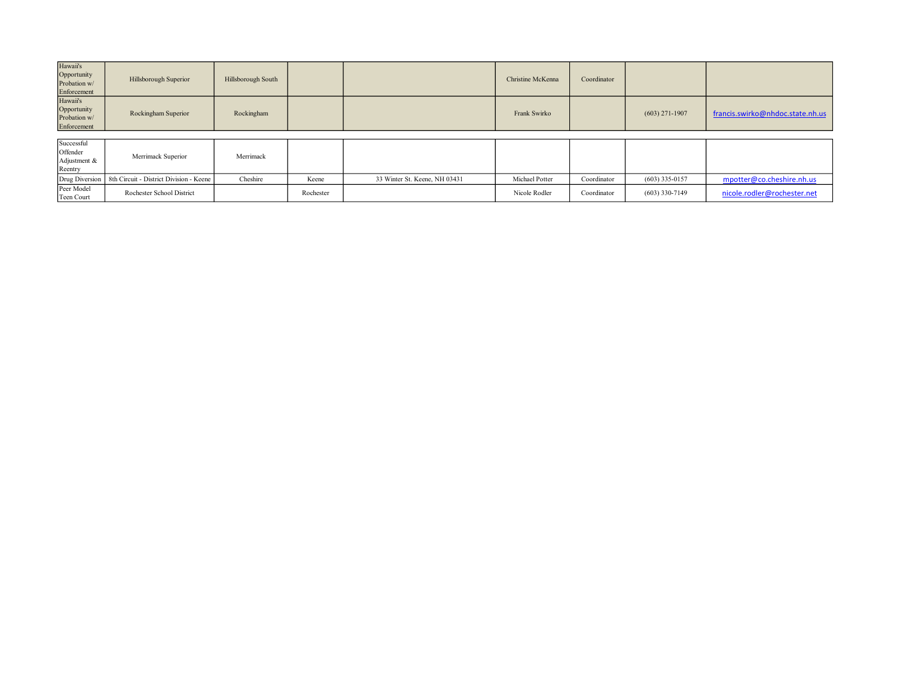| | | | | | | | | |
|---|---|---|---|---|---|---|---|---|
| Hawaii's Opportunity Probation w/ Enforcement | Hillsborough Superior | Hillsborough South | | | Christine McKenna | Coordinator | | |
| Hawaii's Opportunity Probation w/ Enforcement | Rockingham Superior | Rockingham | | | Frank Swirko | | (603) 271-1907 | francis.swirko@nhdoc.state.nh.us |
| Successful Offender Adjustment & Reentry | Merrimack Superior | Merrimack | | | | | | |
| Drug Diversion | 8th Circuit - District Division - Keene | Cheshire | Keene | 33 Winter St. Keene, NH 03431 | Michael Potter | Coordinator | (603) 335-0157 | mpotter@co.cheshire.nh.us |
| Peer Model Teen Court | Rochester School District | | Rochester | | Nicole Rodler | Coordinator | (603) 330-7149 | nicole.rodler@rochester.net |